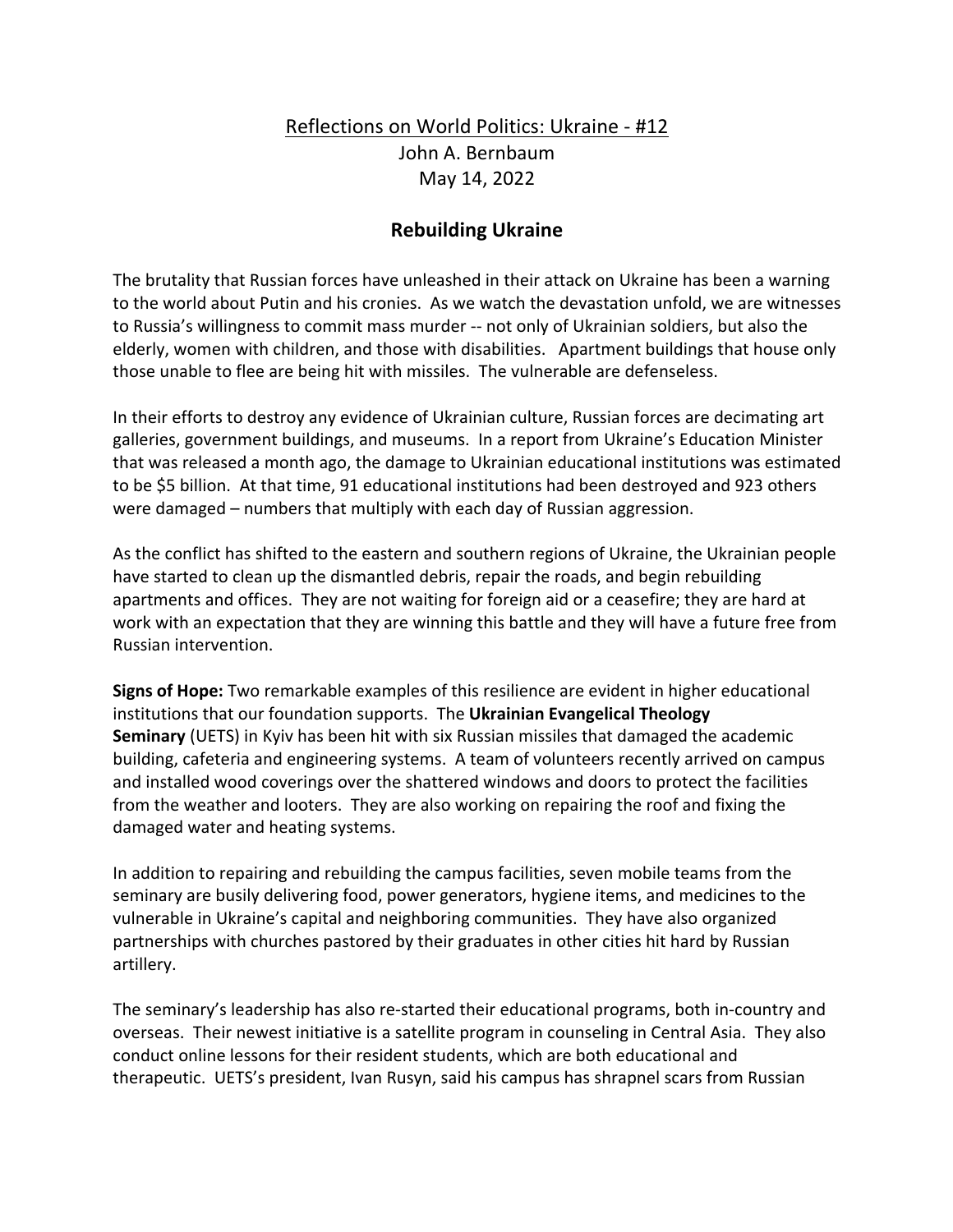Reflections on World Politics: Ukraine - #12

John A. Bernbaum

May 14, 2022

## Rebuilding Ukraine

The brutality that Russian forces have unleashed in their attack on Ukraine has been a warning to the world about Putin and his cronies. As we watch the devastation unfold, we are witnesses to Russia's willingness to commit mass murder -- not only of Ukrainian soldiers, but also the elderly, women with children, and those with disabilities. Apartment buildings that house only those unable to flee are being hit with missiles. The vulnerable are defenseless.

In their efforts to destroy any evidence of Ukrainian culture, Russian forces are decimating art galleries, government buildings, and museums. In a report from Ukraine's Education Minister that was released a month ago, the damage to Ukrainian educational institutions was estimated to be $5 billion. At that time, 91 educational institutions had been destroyed and 923 others were damaged – numbers that multiply with each day of Russian aggression.

As the conflict has shifted to the eastern and southern regions of Ukraine, the Ukrainian people have started to clean up the dismantled debris, repair the roads, and begin rebuilding apartments and offices. They are not waiting for foreign aid or a ceasefire; they are hard at work with an expectation that they are winning this battle and they will have a future free from Russian intervention.

**Signs of Hope:** Two remarkable examples of this resilience are evident in higher educational institutions that our foundation supports. The **Ukrainian Evangelical Theology Seminary** (UETS) in Kyiv has been hit with six Russian missiles that damaged the academic building, cafeteria and engineering systems. A team of volunteers recently arrived on campus and installed wood coverings over the shattered windows and doors to protect the facilities from the weather and looters. They are also working on repairing the roof and fixing the damaged water and heating systems.

In addition to repairing and rebuilding the campus facilities, seven mobile teams from the seminary are busily delivering food, power generators, hygiene items, and medicines to the vulnerable in Ukraine's capital and neighboring communities. They have also organized partnerships with churches pastored by their graduates in other cities hit hard by Russian artillery.

The seminary's leadership has also re-started their educational programs, both in-country and overseas. Their newest initiative is a satellite program in counseling in Central Asia. They also conduct online lessons for their resident students, which are both educational and therapeutic. UETS's president, Ivan Rusyn, said his campus has shrapnel scars from Russian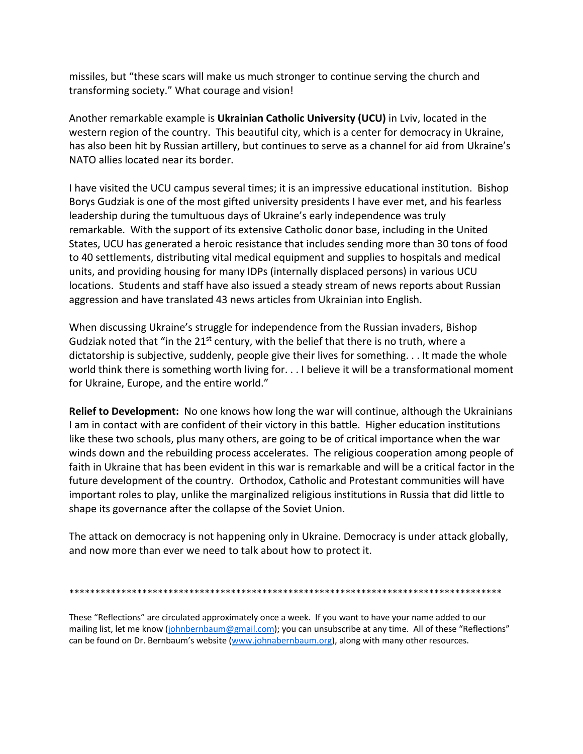missiles, but "these scars will make us much stronger to continue serving the church and transforming society." What courage and vision!

Another remarkable example is **Ukrainian Catholic University (UCU)** in Lviv, located in the western region of the country. This beautiful city, which is a center for democracy in Ukraine, has also been hit by Russian artillery, but continues to serve as a channel for aid from Ukraine's NATO allies located near its border.

I have visited the UCU campus several times; it is an impressive educational institution. Bishop Borys Gudziak is one of the most gifted university presidents I have ever met, and his fearless leadership during the tumultuous days of Ukraine's early independence was truly remarkable. With the support of its extensive Catholic donor base, including in the United States, UCU has generated a heroic resistance that includes sending more than 30 tons of food to 40 settlements, distributing vital medical equipment and supplies to hospitals and medical units, and providing housing for many IDPs (internally displaced persons) in various UCU locations. Students and staff have also issued a steady stream of news reports about Russian aggression and have translated 43 news articles from Ukrainian into English.

When discussing Ukraine's struggle for independence from the Russian invaders, Bishop Gudziak noted that "in the 21st century, with the belief that there is no truth, where a dictatorship is subjective, suddenly, people give their lives for something. . . It made the whole world think there is something worth living for. . . I believe it will be a transformational moment for Ukraine, Europe, and the entire world."

**Relief to Development:** No one knows how long the war will continue, although the Ukrainians I am in contact with are confident of their victory in this battle. Higher education institutions like these two schools, plus many others, are going to be of critical importance when the war winds down and the rebuilding process accelerates. The religious cooperation among people of faith in Ukraine that has been evident in this war is remarkable and will be a critical factor in the future development of the country. Orthodox, Catholic and Protestant communities will have important roles to play, unlike the marginalized religious institutions in Russia that did little to shape its governance after the collapse of the Soviet Union.

The attack on democracy is not happening only in Ukraine. Democracy is under attack globally, and now more than ever we need to talk about how to protect it.

*************************************************************************************

These "Reflections" are circulated approximately once a week. If you want to have your name added to our mailing list, let me know (johnbernbaum@gmail.com); you can unsubscribe at any time. All of these "Reflections" can be found on Dr. Bernbaum's website (www.johnabernbaum.org), along with many other resources.